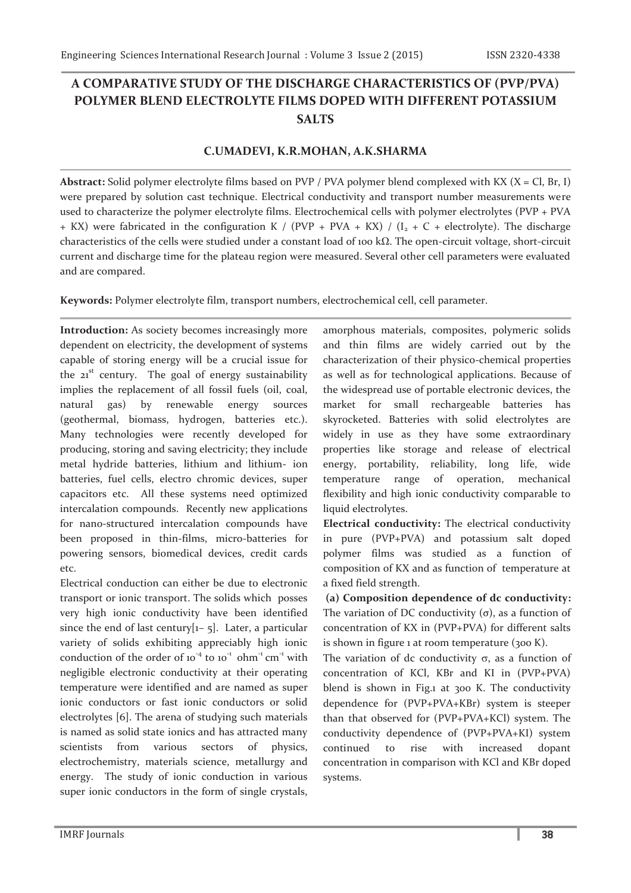# A COMPARATIVE STUDY OF THE DISCHARGE CHARACTERISTICS OF (PVP/PVA) POLYMER BLEND ELECTROLYTE FILMS DOPED WITH DIFFERENT POTASSIUM SALTS

**C.UMADEVI, K.R.MOHAN, A.K.SHARMA**

**Abstract:** Solid polymer electrolyte films based on PVP / PVA polymer blend complexed with KX (X = Cl, Br, I) were prepared by solution cast technique. Electrical conductivity and transport number measurements were used to characterize the polymer electrolyte films. Electrochemical cells with polymer electrolytes (PVP + PVA + KX) were fabricated in the configuration K / (PVP + PVA + KX) / ($I_2$ + C + electrolyte). The discharge characteristics of the cells were studied under a constant load of 100 kΩ. The open-circuit voltage, short-circuit current and discharge time for the plateau region were measured. Several other cell parameters were evaluated and are compared.

**Keywords:** Polymer electrolyte film, transport numbers, electrochemical cell, cell parameter.

**Introduction:** As society becomes increasingly more dependent on electricity, the development of systems capable of storing energy will be a crucial issue for the 21st century. The goal of energy sustainability implies the replacement of all fossil fuels (oil, coal, natural gas) by renewable energy sources (geothermal, biomass, hydrogen, batteries etc.). Many technologies were recently developed for producing, storing and saving electricity; they include metal hydride batteries, lithium and lithium- ion batteries, fuel cells, electro chromic devices, super capacitors etc. All these systems need optimized intercalation compounds. Recently new applications for nano-structured intercalation compounds have been proposed in thin-films, micro-batteries for powering sensors, biomedical devices, credit cards etc.

Electrical conduction can either be due to electronic transport or ionic transport. The solids which posses very high ionic conductivity have been identified since the end of last century[1– 5]. Later, a particular variety of solids exhibiting appreciably high ionic conduction of the order of $10^{-4}$ to $10^{-1}$ $ohm^{-1}\,cm^{-1}$ with negligible electronic conductivity at their operating temperature were identified and are named as super ionic conductors or fast ionic conductors or solid electrolytes [6]. The arena of studying such materials is named as solid state ionics and has attracted many scientists from various sectors of physics, electrochemistry, materials science, metallurgy and energy. The study of ionic conduction in various super ionic conductors in the form of single crystals, amorphous materials, composites, polymeric solids and thin films are widely carried out by the characterization of their physico-chemical properties as well as for technological applications. Because of the widespread use of portable electronic devices, the market for small rechargeable batteries has skyrocketed. Batteries with solid electrolytes are widely in use as they have some extraordinary properties like storage and release of electrical energy, portability, reliability, long life, wide temperature range of operation, mechanical flexibility and high ionic conductivity comparable to liquid electrolytes.

**Electrical conductivity:** The electrical conductivity in pure (PVP+PVA) and potassium salt doped polymer films was studied as a function of composition of KX and as function of temperature at a fixed field strength.

**(a) Composition dependence of dc conductivity:** The variation of DC conductivity (σ), as a function of concentration of KX in (PVP+PVA) for different salts is shown in figure 1 at room temperature (300 K).

The variation of dc conductivity σ, as a function of concentration of KCl, KBr and KI in (PVP+PVA) blend is shown in Fig.1 at 300 K. The conductivity dependence for (PVP+PVA+KBr) system is steeper than that observed for (PVP+PVA+KCl) system. The conductivity dependence of (PVP+PVA+KI) system continued to rise with increased dopant concentration in comparison with KCl and KBr doped systems.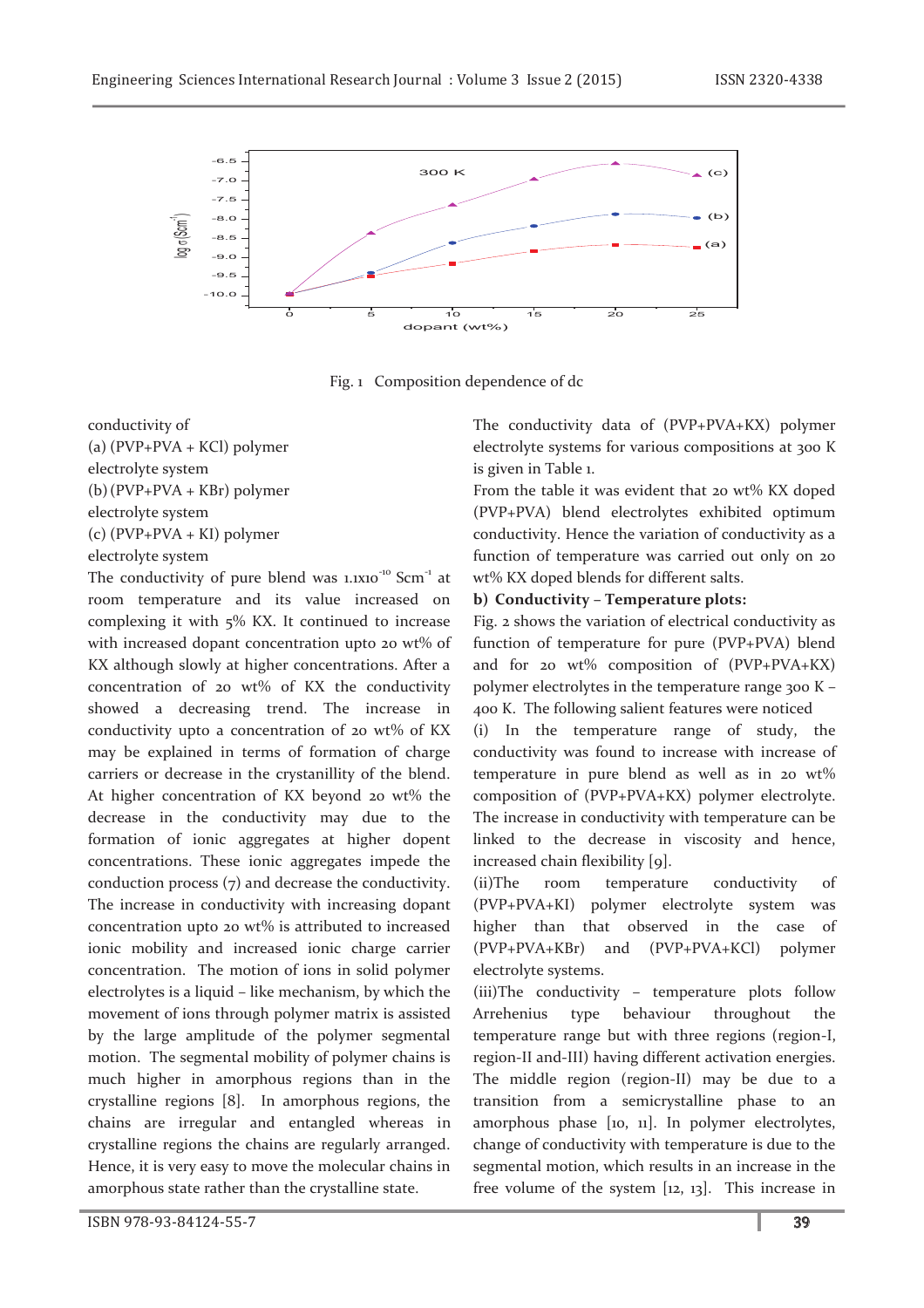Fig. 1 Composition dependence of dc conductivity of
(a) (PVP+PVA + KCl) polymer electrolyte system
(b) (PVP+PVA + KBr) polymer electrolyte system
(c) (PVP+PVA + KI) polymer electrolyte system

The conductivity of pure blend was $1.1 \times 10^{-10}$ $Scm^{-1}$ at room temperature and its value increased on complexing it with 5% KX. It continued to increase with increased dopant concentration upto 20 wt% of KX although slowly at higher concentrations. After a concentration of 20 wt% of KX the conductivity showed a decreasing trend. The increase in conductivity upto a concentration of 20 wt% of KX may be explained in terms of formation of charge carriers or decrease in the crystanillity of the blend. At higher concentration of KX beyond 20 wt% the decrease in the conductivity may due to the formation of ionic aggregates at higher dopent concentrations. These ionic aggregates impede the conduction process (7) and decrease the conductivity. The increase in conductivity with increasing dopant concentration upto 20 wt% is attributed to increased ionic mobility and increased ionic charge carrier concentration. The motion of ions in solid polymer electrolytes is a liquid – like mechanism, by which the movement of ions through polymer matrix is assisted by the large amplitude of the polymer segmental motion. The segmental mobility of polymer chains is much higher in amorphous regions than in the crystalline regions [8]. In amorphous regions, the chains are irregular and entangled whereas in crystalline regions the chains are regularly arranged. Hence, it is very easy to move the molecular chains in amorphous state rather than the crystalline state.

The conductivity data of (PVP+PVA+KX) polymer electrolyte systems for various compositions at 300 K is given in Table 1.

From the table it was evident that 20 wt% KX doped (PVP+PVA) blend electrolytes exhibited optimum conductivity. Hence the variation of conductivity as a function of temperature was carried out only on 20 wt% KX doped blends for different salts.

**b) Conductivity – Temperature plots:**

Fig. 2 shows the variation of electrical conductivity as function of temperature for pure (PVP+PVA) blend and for 20 wt% composition of (PVP+PVA+KX) polymer electrolytes in the temperature range 300 K – 400 K. The following salient features were noticed

(i) In the temperature range of study, the conductivity was found to increase with increase of temperature in pure blend as well as in 20 wt% composition of (PVP+PVA+KX) polymer electrolyte. The increase in conductivity with temperature can be linked to the decrease in viscosity and hence, increased chain flexibility [9].

(ii) The room temperature conductivity of (PVP+PVA+KI) polymer electrolyte system was higher than that observed in the case of (PVP+PVA+KBr) and (PVP+PVA+KCl) polymer electrolyte systems.

(iii) The conductivity – temperature plots follow Arrehenius type behaviour throughout the temperature range but with three regions (region-I, region-II and-III) having different activation energies. The middle region (region-II) may be due to a transition from a semicrystalline phase to an amorphous phase [10, 11]. In polymer electrolytes, change of conductivity with temperature is due to the segmental motion, which results in an increase in the free volume of the system [12, 13]. This increase in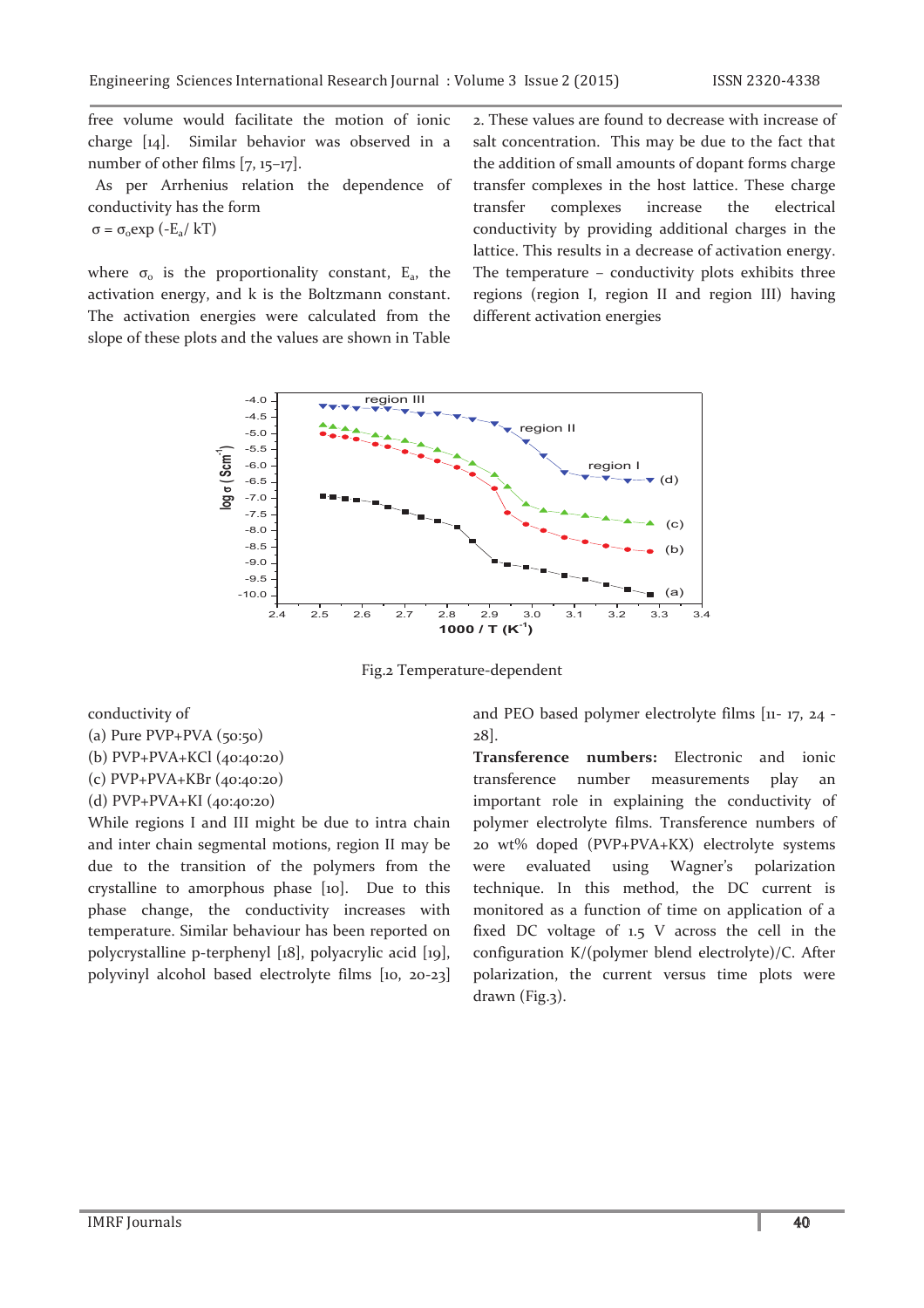free volume would facilitate the motion of ionic charge [14]. Similar behavior was observed in a number of other films [7, 15–17].

As per Arrhenius relation the dependence of conductivity has the form

$$\sigma = \sigma_o \exp(-E_a/ kT)$$

where $\sigma_o$ is the proportionality constant, $E_a$, the activation energy, and k is the Boltzmann constant. The activation energies were calculated from the slope of these plots and the values are shown in Table 2. These values are found to decrease with increase of salt concentration. This may be due to the fact that the addition of small amounts of dopant forms charge transfer complexes in the host lattice. These charge transfer complexes increase the electrical conductivity by providing additional charges in the lattice. This results in a decrease of activation energy. The temperature – conductivity plots exhibits three regions (region I, region II and region III) having different activation energies

Fig.2 Temperature-dependent conductivity of
(a) Pure PVP+PVA (50:50)
(b) PVP+PVA+KCl (40:40:20)
(c) PVP+PVA+KBr (40:40:20)
(d) PVP+PVA+KI (40:40:20)

While regions I and III might be due to intra chain and inter chain segmental motions, region II may be due to the transition of the polymers from the crystalline to amorphous phase [10]. Due to this phase change, the conductivity increases with temperature. Similar behaviour has been reported on polycrystalline p-terphenyl [18], polyacrylic acid [19], polyvinyl alcohol based electrolyte films [10, 20-23] and PEO based polymer electrolyte films [11- 17, 24 - 28].

**Transference numbers:** Electronic and ionic transference number measurements play an important role in explaining the conductivity of polymer electrolyte films. Transference numbers of 20 wt% doped (PVP+PVA+KX) electrolyte systems were evaluated using Wagner's polarization technique. In this method, the DC current is monitored as a function of time on application of a fixed DC voltage of 1.5 V across the cell in the configuration K/(polymer blend electrolyte)/C. After polarization, the current versus time plots were drawn (Fig.3).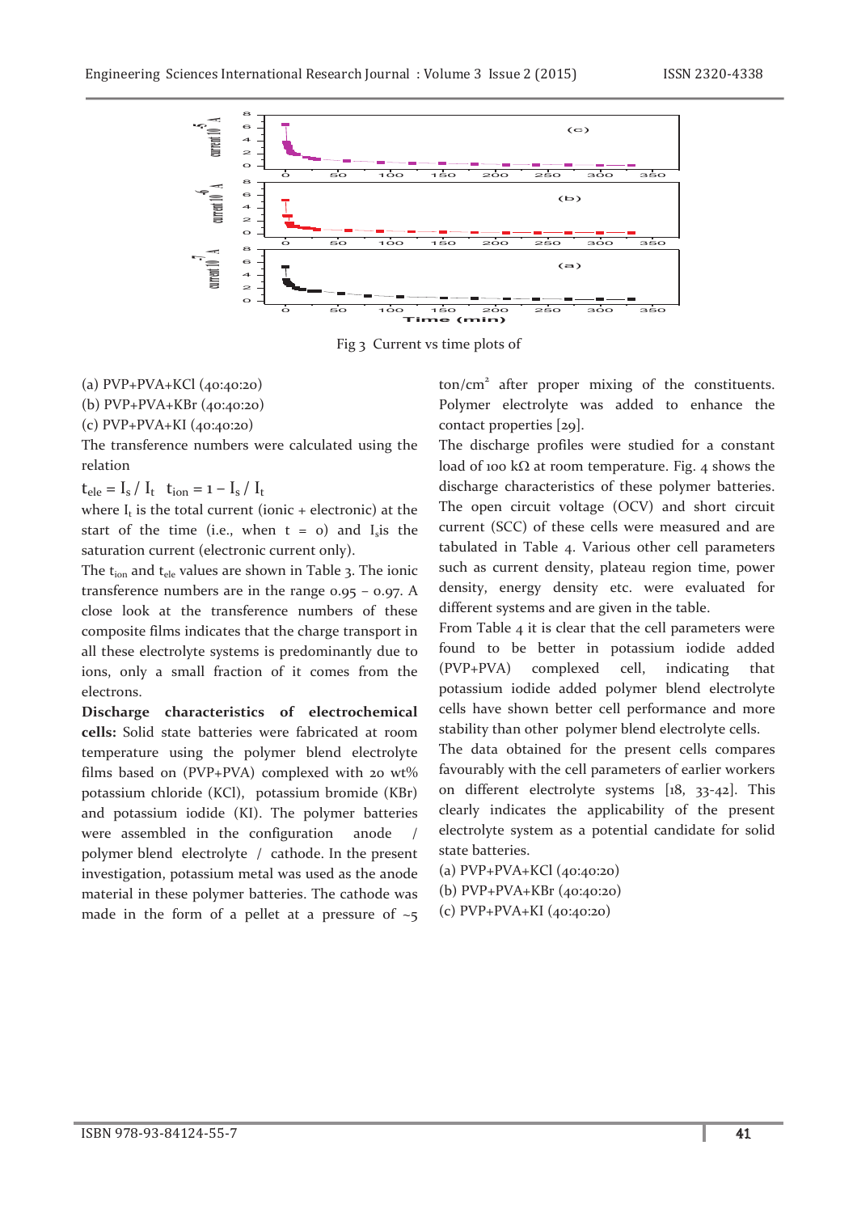Fig 3 Current vs time plots of

(a) PVP+PVA+KCl (40:40:20)
(b) PVP+PVA+KBr (40:40:20)
(c) PVP+PVA+KI (40:40:20)

The transference numbers were calculated using the relation

$t_{ele} = I_s / I_t \quad t_{ion} = 1 - I_s / I_t$

where $I_t$ is the total current (ionic + electronic) at the start of the time (i.e., when t = 0) and $I_s$ is the saturation current (electronic current only).

The $t_{ion}$ and $t_{ele}$ values are shown in Table 3. The ionic transference numbers are in the range 0.95 – 0.97. A close look at the transference numbers of these composite films indicates that the charge transport in all these electrolyte systems is predominantly due to ions, only a small fraction of it comes from the electrons.

**Discharge characteristics of electrochemical cells:** Solid state batteries were fabricated at room temperature using the polymer blend electrolyte films based on (PVP+PVA) complexed with 20 wt% potassium chloride (KCl), potassium bromide (KBr) and potassium iodide (KI). The polymer batteries were assembled in the configuration anode / polymer blend electrolyte / cathode. In the present investigation, potassium metal was used as the anode material in these polymer batteries. The cathode was made in the form of a pellet at a pressure of ~5 ton/cm$^2$ after proper mixing of the constituents. Polymer electrolyte was added to enhance the contact properties [29].

The discharge profiles were studied for a constant load of 100 kΩ at room temperature. Fig. 4 shows the discharge characteristics of these polymer batteries. The open circuit voltage (OCV) and short circuit current (SCC) of these cells were measured and are tabulated in Table 4. Various other cell parameters such as current density, plateau region time, power density, energy density etc. were evaluated for different systems and are given in the table.

From Table 4 it is clear that the cell parameters were found to be better in potassium iodide added (PVP+PVA) complexed cell, indicating that potassium iodide added polymer blend electrolyte cells have shown better cell performance and more stability than other polymer blend electrolyte cells.

The data obtained for the present cells compares favourably with the cell parameters of earlier workers on different electrolyte systems [18, 33-42]. This clearly indicates the applicability of the present electrolyte system as a potential candidate for solid state batteries.

(a) PVP+PVA+KCl (40:40:20)
(b) PVP+PVA+KBr (40:40:20)
(c) PVP+PVA+KI (40:40:20)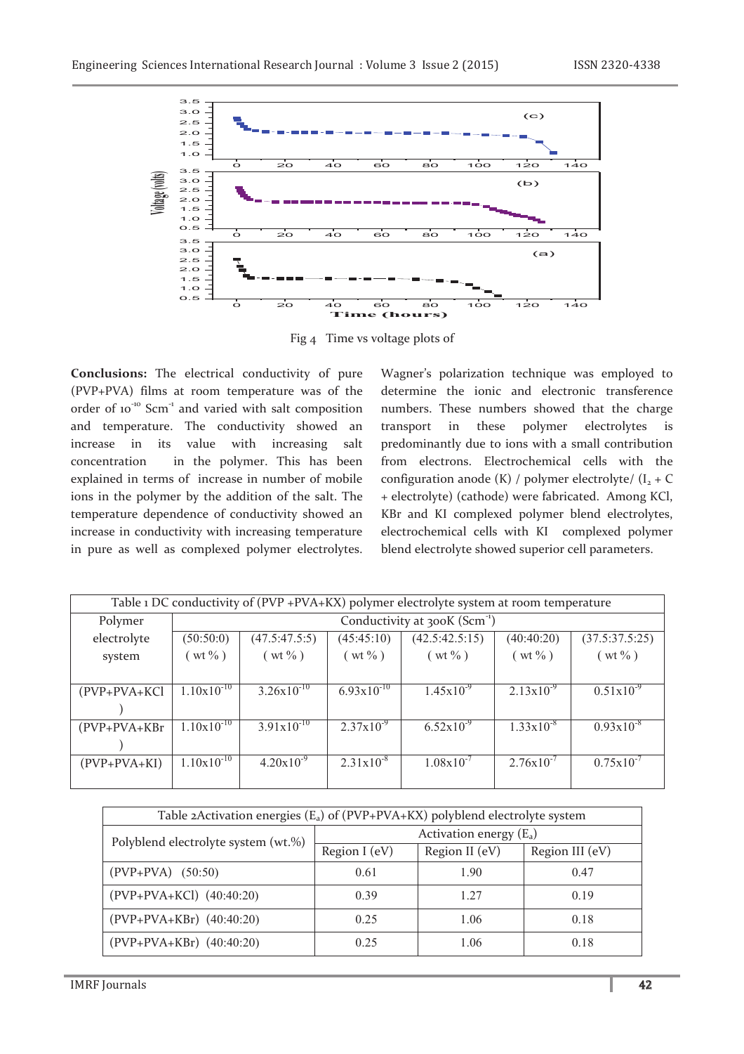Fig 4 Time vs voltage plots of

**Conclusions:** The electrical conductivity of pure (PVP+PVA) films at room temperature was of the order of $10^{-10}$ $Scm^{-1}$ and varied with salt composition and temperature. The conductivity showed an increase in its value with increasing salt concentration in the polymer. This has been explained in terms of increase in number of mobile ions in the polymer by the addition of the salt. The temperature dependence of conductivity showed an increase in conductivity with increasing temperature in pure as well as complexed polymer electrolytes. Wagner's polarization technique was employed to determine the ionic and electronic transference numbers. These numbers showed that the charge transport in these polymer electrolytes is predominantly due to ions with a small contribution from electrons. Electrochemical cells with the configuration anode (K) / polymer electrolyte/ ($I_2$ + C + electrolyte) (cathode) were fabricated. Among KCl, KBr and KI complexed polymer blend electrolytes, electrochemical cells with KI complexed polymer blend electrolyte showed superior cell parameters.

Table 1 DC conductivity of (PVP +PVA+KX) polymer electrolyte system at room temperature

| Polymer electrolyte system | Conductivity at 300K ($Scm^{-1}$) | | | | | |
|---|---|---|---|---|---|---|
| | (50:50:0) ( wt % ) | (47.5:47.5:5) ( wt % ) | (45:45:10) ( wt % ) | (42.5:42.5:15) ( wt % ) | (40:40:20) ( wt % ) | (37.5:37.5:25) ( wt % ) |
| (PVP+PVA+KCl) | $1.10x10^{-10}$ | $3.26x10^{-10}$ | $6.93x10^{-10}$ | $1.45x10^{-9}$ | $2.13x10^{-9}$ | $0.51x10^{-9}$ |
| (PVP+PVA+KBr) | $1.10x10^{-10}$ | $3.91x10^{-10}$ | $2.37x10^{-9}$ | $6.52x10^{-9}$ | $1.33x10^{-8}$ | $0.93x10^{-8}$ |
| (PVP+PVA+KI) | $1.10x10^{-10}$ | $4.20x10^{-9}$ | $2.31x10^{-8}$ | $1.08x10^{-7}$ | $2.76x10^{-7}$ | $0.75x10^{-7}$ |

Table 2Activation energies ($E_a$) of (PVP+PVA+KX) polyblend electrolyte system

| Polyblend electrolyte system (wt.%) | Activation energy ($E_a$) | | |
|---|---|---|---|
| | Region I (eV) | Region II (eV) | Region III (eV) |
| (PVP+PVA) (50:50) | 0.61 | 1.90 | 0.47 |
| (PVP+PVA+KCl) (40:40:20) | 0.39 | 1.27 | 0.19 |
| (PVP+PVA+KBr) (40:40:20) | 0.25 | 1.06 | 0.18 |
| (PVP+PVA+KBr) (40:40:20) | 0.25 | 1.06 | 0.18 |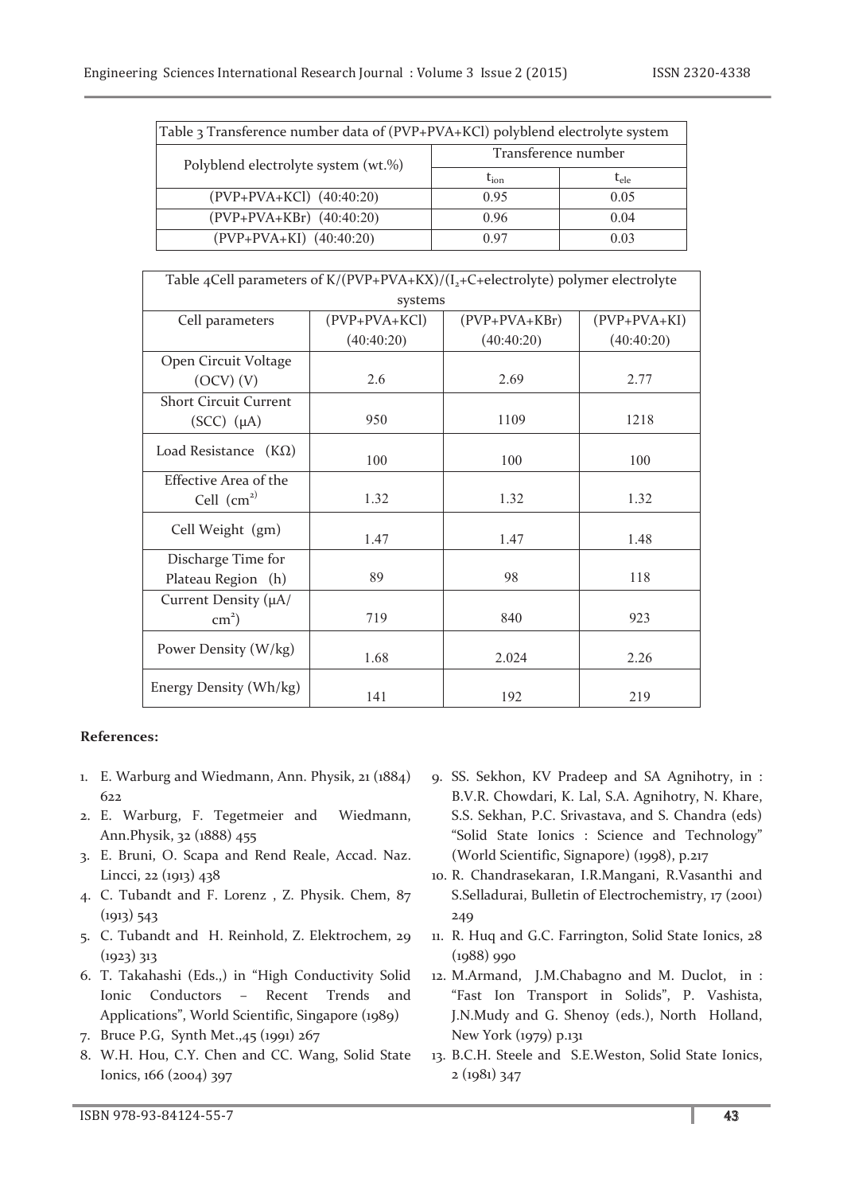Table 3 Transference number data of (PVP+PVA+KCl) polyblend electrolyte system

| Polyblend electrolyte system (wt.%) | Transference number | |
|---|---|---|
| | $t_{ion}$ | $t_{ele}$ |
| (PVP+PVA+KCl) (40:40:20) | 0.95 | 0.05 |
| (PVP+PVA+KBr) (40:40:20) | 0.96 | 0.04 |
| (PVP+PVA+KI) (40:40:20) | 0.97 | 0.03 |

Table 4Cell parameters of K/(PVP+PVA+KX)/($I_2$+C+electrolyte) polymer electrolyte systems

| Cell parameters | (PVP+PVA+KCl) (40:40:20) | (PVP+PVA+KBr) (40:40:20) | (PVP+PVA+KI) (40:40:20) |
|---|---|---|---|
| Open Circuit Voltage (OCV) (V) | 2.6 | 2.69 | 2.77 |
| Short Circuit Current (SCC) (μA) | 950 | 1109 | 1218 |
| Load Resistance (KΩ) | 100 | 100 | 100 |
| Effective Area of the Cell ($cm^2$) | 1.32 | 1.32 | 1.32 |
| Cell Weight (gm) | 1.47 | 1.47 | 1.48 |
| Discharge Time for Plateau Region (h) | 89 | 98 | 118 |
| Current Density (μA/ $cm^2$) | 719 | 840 | 923 |
| Power Density (W/kg) | 1.68 | 2.024 | 2.26 |
| Energy Density (Wh/kg) | 141 | 192 | 219 |

**References:**

1. E. Warburg and Wiedmann, Ann. Physik, 21 (1884) 622
2. E. Warburg, F. Tegetmeier and Wiedmann, Ann.Physik, 32 (1888) 455
3. E. Bruni, O. Scapa and Rend Reale, Accad. Naz. Lincci, 22 (1913) 438
4. C. Tubandt and F. Lorenz , Z. Physik. Chem, 87 (1913) 543
5. C. Tubandt and H. Reinhold, Z. Elektrochem, 29 (1923) 313
6. T. Takahashi (Eds.,) in "High Conductivity Solid Ionic Conductors – Recent Trends and Applications", World Scientific, Singapore (1989)
7. Bruce P.G, Synth Met.,45 (1991) 267
8. W.H. Hou, C.Y. Chen and CC. Wang, Solid State Ionics, 166 (2004) 397
9. SS. Sekhon, KV Pradeep and SA Agnihotry, in : B.V.R. Chowdari, K. Lal, S.A. Agnihotry, N. Khare, S.S. Sekhan, P.C. Srivastava, and S. Chandra (eds) "Solid State Ionics : Science and Technology" (World Scientific, Signapore) (1998), p.217
10. R. Chandrasekaran, I.R.Mangani, R.Vasanthi and S.Selladurai, Bulletin of Electrochemistry, 17 (2001) 249
11. R. Huq and G.C. Farrington, Solid State Ionics, 28 (1988) 990
12. M.Armand, J.M.Chabagno and M. Duclot, in : "Fast Ion Transport in Solids", P. Vashista, J.N.Mudy and G. Shenoy (eds.), North Holland, New York (1979) p.131
13. B.C.H. Steele and S.E.Weston, Solid State Ionics, 2 (1981) 347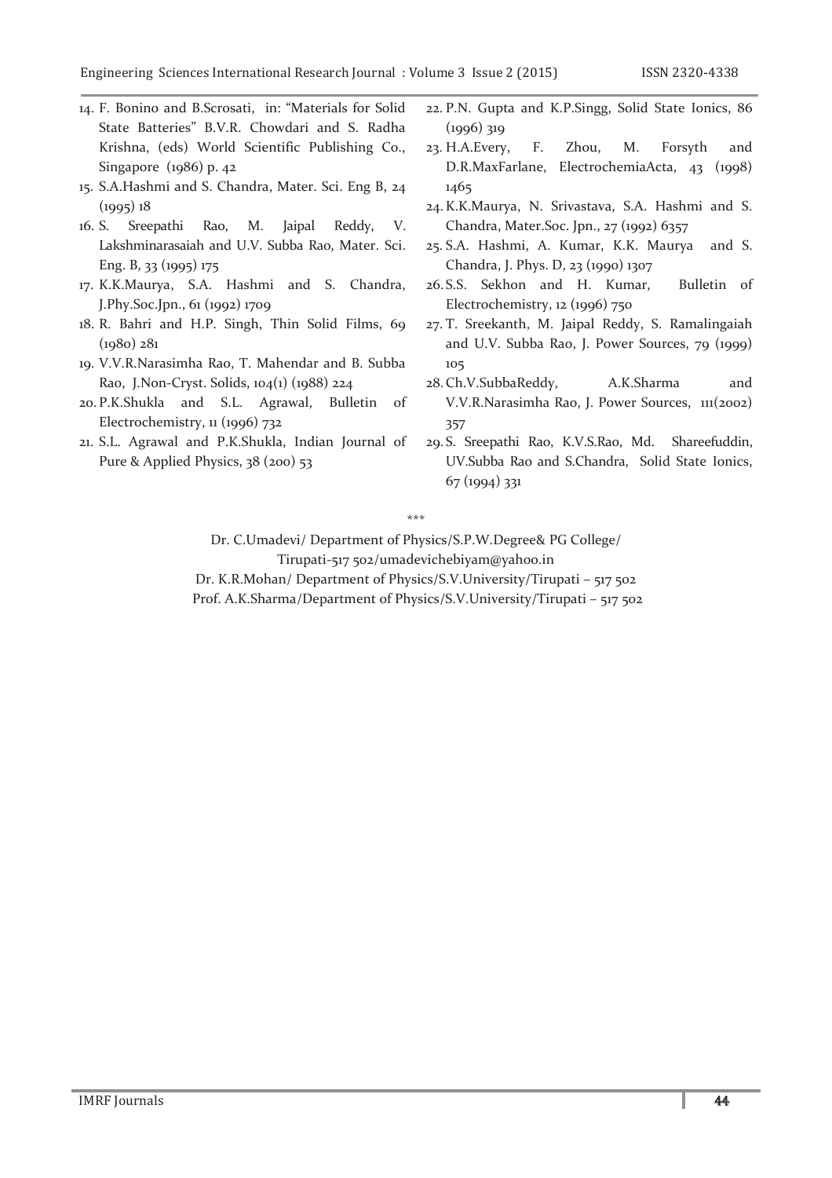14. F. Bonino and B.Scrosati, in: "Materials for Solid State Batteries" B.V.R. Chowdari and S. Radha Krishna, (eds) World Scientific Publishing Co., Singapore (1986) p. 42
15. S.A.Hashmi and S. Chandra, Mater. Sci. Eng B, 24 (1995) 18
16. S. Sreepathi Rao, M. Jaipal Reddy, V. Lakshminarasaiah and U.V. Subba Rao, Mater. Sci. Eng. B, 33 (1995) 175
17. K.K.Maurya, S.A. Hashmi and S. Chandra, J.Phy.Soc.Jpn., 61 (1992) 1709
18. R. Bahri and H.P. Singh, Thin Solid Films, 69 (1980) 281
19. V.V.R.Narasimha Rao, T. Mahendar and B. Subba Rao, J.Non-Cryst. Solids, 104(1) (1988) 224
20. P.K.Shukla and S.L. Agrawal, Bulletin of Electrochemistry, 11 (1996) 732
21. S.L. Agrawal and P.K.Shukla, Indian Journal of Pure & Applied Physics, 38 (200) 53
22. P.N. Gupta and K.P.Singg, Solid State Ionics, 86 (1996) 319
23. H.A.Every, F. Zhou, M. Forsyth and D.R.MaxFarlane, ElectrochemiaActa, 43 (1998) 1465
24. K.K.Maurya, N. Srivastava, S.A. Hashmi and S. Chandra, Mater.Soc. Jpn., 27 (1992) 6357
25. S.A. Hashmi, A. Kumar, K.K. Maurya and S. Chandra, J. Phys. D, 23 (1990) 1307
26. S.S. Sekhon and H. Kumar, Bulletin of Electrochemistry, 12 (1996) 750
27. T. Sreekanth, M. Jaipal Reddy, S. Ramalingaiah and U.V. Subba Rao, J. Power Sources, 79 (1999) 105
28. Ch.V.SubbaReddy, A.K.Sharma and V.V.R.Narasimha Rao, J. Power Sources, 111(2002) 357
29. S. Sreepathi Rao, K.V.S.Rao, Md. Shareefuddin, UV.Subba Rao and S.Chandra, Solid State Ionics, 67 (1994) 331

***

Dr. C.Umadevi/ Department of Physics/S.P.W.Degree& PG College/ Tirupati-517 502/umadevichebiyam@yahoo.in

Dr. K.R.Mohan/ Department of Physics/S.V.University/Tirupati – 517 502

Prof. A.K.Sharma/Department of Physics/S.V.University/Tirupati – 517 502